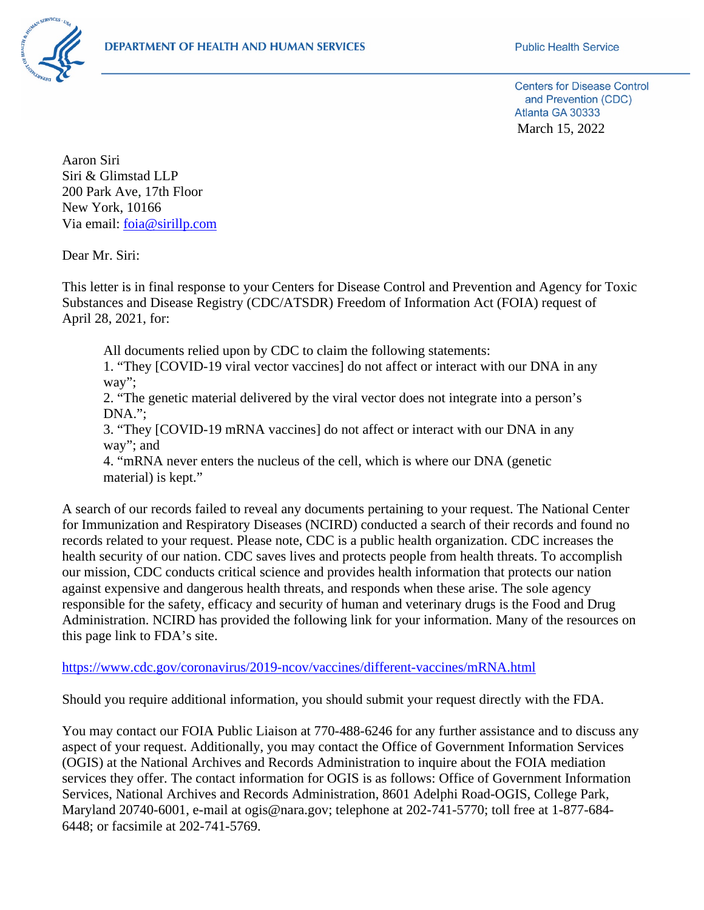DEPARTMENT OF HEALTH AND HUMAN SERVICES

Public Health Service

Centers for Disease Control and Prevention (CDC)
Atlanta GA 30333

March 15, 2022

Aaron Siri
Siri & Glimstad LLP
200 Park Ave, 17th Floor
New York, 10166
Via email: foia@sirillp.com

Dear Mr. Siri:

This letter is in final response to your Centers for Disease Control and Prevention and Agency for Toxic Substances and Disease Registry (CDC/ATSDR) Freedom of Information Act (FOIA) request of April 28, 2021, for:

> All documents relied upon by CDC to claim the following statements:
> 1. "They [COVID-19 viral vector vaccines] do not affect or interact with our DNA in any way";
> 2. "The genetic material delivered by the viral vector does not integrate into a person's DNA.";
> 3. "They [COVID-19 mRNA vaccines] do not affect or interact with our DNA in any way"; and
> 4. "mRNA never enters the nucleus of the cell, which is where our DNA (genetic material) is kept."

A search of our records failed to reveal any documents pertaining to your request. The National Center for Immunization and Respiratory Diseases (NCIRD) conducted a search of their records and found no records related to your request. Please note, CDC is a public health organization. CDC increases the health security of our nation. CDC saves lives and protects people from health threats. To accomplish our mission, CDC conducts critical science and provides health information that protects our nation against expensive and dangerous health threats, and responds when these arise. The sole agency responsible for the safety, efficacy and security of human and veterinary drugs is the Food and Drug Administration. NCIRD has provided the following link for your information. Many of the resources on this page link to FDA's site.

https://www.cdc.gov/coronavirus/2019-ncov/vaccines/different-vaccines/mRNA.html

Should you require additional information, you should submit your request directly with the FDA.

You may contact our FOIA Public Liaison at 770-488-6246 for any further assistance and to discuss any aspect of your request. Additionally, you may contact the Office of Government Information Services (OGIS) at the National Archives and Records Administration to inquire about the FOIA mediation services they offer. The contact information for OGIS is as follows: Office of Government Information Services, National Archives and Records Administration, 8601 Adelphi Road-OGIS, College Park, Maryland 20740-6001, e-mail at ogis@nara.gov; telephone at 202-741-5770; toll free at 1-877-684-6448; or facsimile at 202-741-5769.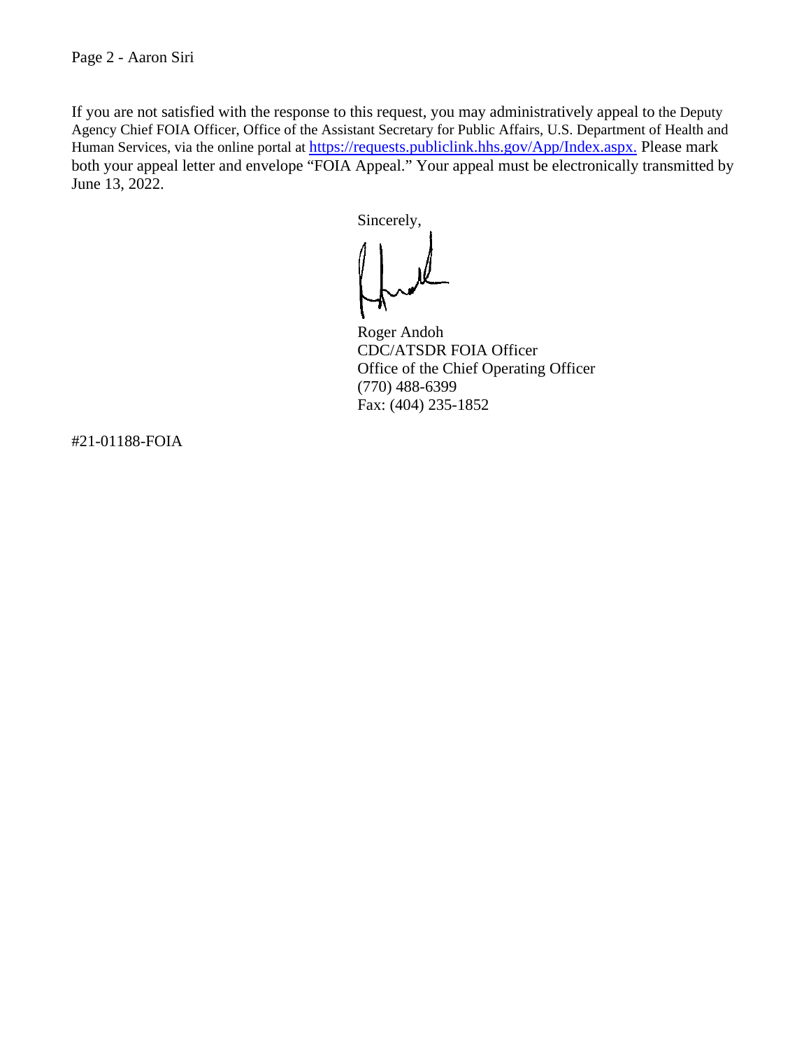If you are not satisfied with the response to this request, you may administratively appeal to the Deputy Agency Chief FOIA Officer, Office of the Assistant Secretary for Public Affairs, U.S. Department of Health and Human Services, via the online portal at https://requests.publiclink.hhs.gov/App/Index.aspx. Please mark both your appeal letter and envelope "FOIA Appeal." Your appeal must be electronically transmitted by June 13, 2022.

Sincerely,

Roger Andoh
CDC/ATSDR FOIA Officer
Office of the Chief Operating Officer
(770) 488-6399
Fax: (404) 235-1852

#21-01188-FOIA